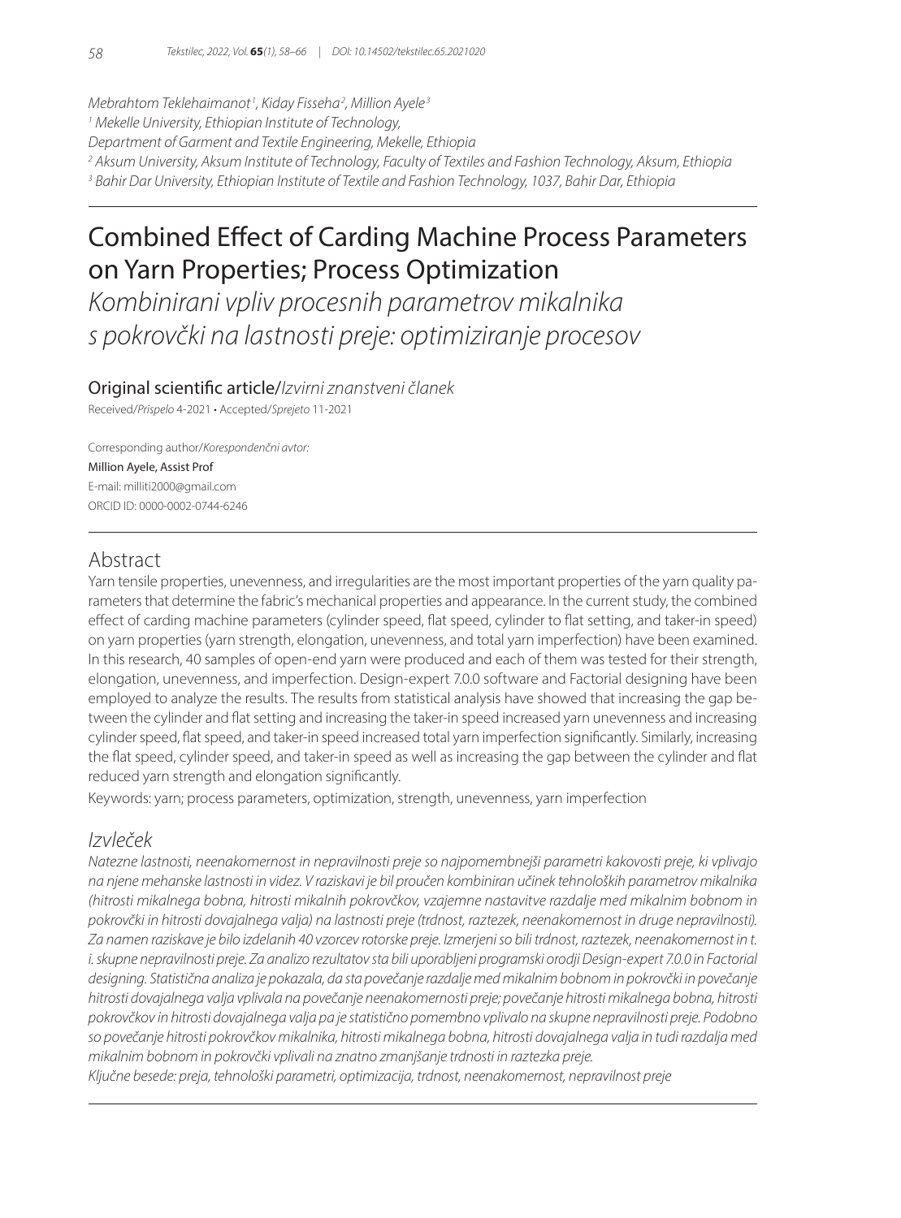Mebrahtom Teklehaimanot[1], Kiday Fisseha[2], Million Ayele[3]

[1] Mekelle University, Ethiopian Institute of Technology, Department of Garment and Textile Engineering, Mekelle, Ethiopia

[2] Aksum University, Aksum Institute of Technology, Faculty of Textiles and Fashion Technology, Aksum, Ethiopia

[3] Bahir Dar University, Ethiopian Institute of Textile and Fashion Technology, 1037, Bahir Dar, Ethiopia

# Combined Effect of Carding Machine Process Parameters on Yarn Properties; Process Optimization

*Kombinirani vpliv procesnih parametrov mikalnika s pokrovčki na lastnosti preje: optimiziranje procesov*

Original scientific article/*Izvirni znanstveni članek*

Received/*Prispelo* 4-2021 • Accepted/*Sprejeto* 11-2021

Corresponding author/*Korespondenčni avtor:*
Million Ayele, Assist Prof
E-mail: milliti2000@gmail.com
ORCID ID: 0000-0002-0744-6246

## Abstract

Yarn tensile properties, unevenness, and irregularities are the most important properties of the yarn quality parameters that determine the fabric's mechanical properties and appearance. In the current study, the combined effect of carding machine parameters (cylinder speed, flat speed, cylinder to flat setting, and taker-in speed) on yarn properties (yarn strength, elongation, unevenness, and total yarn imperfection) have been examined. In this research, 40 samples of open-end yarn were produced and each of them was tested for their strength, elongation, unevenness, and imperfection. Design-expert 7.0.0 software and Factorial designing have been employed to analyze the results. The results from statistical analysis have showed that increasing the gap between the cylinder and flat setting and increasing the taker-in speed increased yarn unevenness and increasing cylinder speed, flat speed, and taker-in speed increased total yarn imperfection significantly. Similarly, increasing the flat speed, cylinder speed, and taker-in speed as well as increasing the gap between the cylinder and flat reduced yarn strength and elongation significantly.

Keywords: yarn; process parameters, optimization, strength, unevenness, yarn imperfection

## *Izvleček*

*Natezne lastnosti, neenakomernost in nepravilnosti preje so najpomembnejši parametri kakovosti preje, ki vplivajo na njene mehanske lastnosti in videz. V raziskavi je bil proučen kombiniran učinek tehnoloških parametrov mikalnika (hitrosti mikalnega bobna, hitrosti mikalnih pokrovčkov, vzajemne nastavitve razdalje med mikalnim bobnom in pokrovčki in hitrosti dovajalnega valja) na lastnosti preje (trdnost, raztezek, neenakomernost in druge nepravilnosti). Za namen raziskave je bilo izdelanih 40 vzorcev rotorske preje. Izmerjeni so bili trdnost, raztezek, neenakomernost in t. i. skupne nepravilnosti preje. Za analizo rezultatov sta bili uporabljeni programski orodji Design-expert 7.0.0 in Factorial designing. Statistična analiza je pokazala, da sta povečanje razdalje med mikalnim bobnom in pokrovčki in povečanje hitrosti dovajalnega valja vplivala na povečanje neenakomernosti preje; povečanje hitrosti mikalnega bobna, hitrosti pokrovčkov in hitrosti dovajalnega valja pa je statistično pomembno vplivalo na skupne nepravilnosti preje. Podobno so povečanje hitrosti pokrovčkov mikalnika, hitrosti mikalnega bobna, hitrosti dovajalnega valja in tudi razdalja med mikalnim bobnom in pokrovčki vplivali na znatno zmanjšanje trdnosti in raztezka preje.*

*Ključne besede: preja, tehnološki parametri, optimizacija, trdnost, neenakomernost, nepravilnost preje*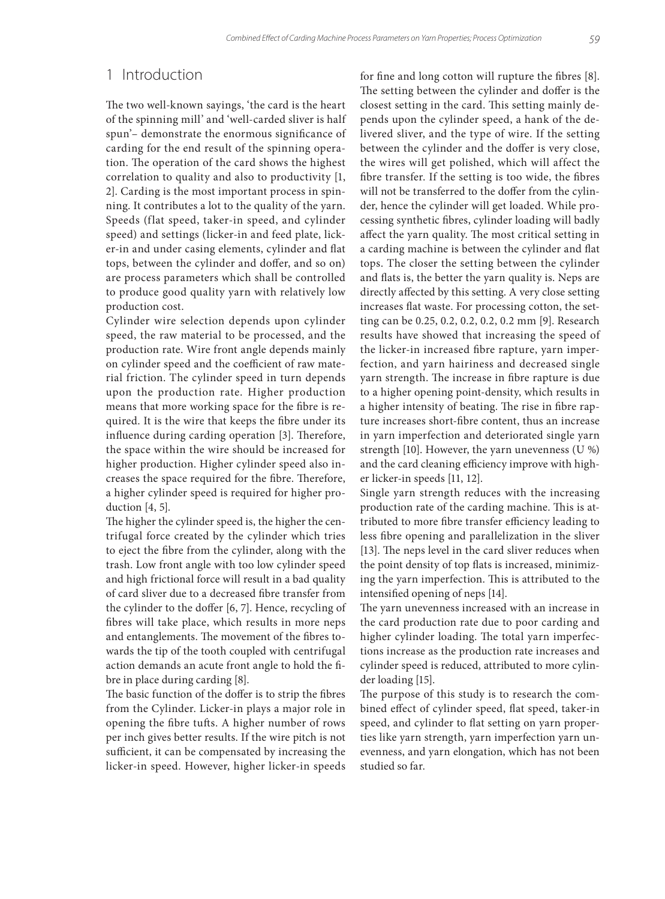## 1 Introduction

The two well-known sayings, 'the card is the heart of the spinning mill' and 'well-carded sliver is half spun'– demonstrate the enormous significance of carding for the end result of the spinning operation. The operation of the card shows the highest correlation to quality and also to productivity [1, 2]. Carding is the most important process in spinning. It contributes a lot to the quality of the yarn. Speeds (flat speed, taker-in speed, and cylinder speed) and settings (licker-in and feed plate, licker-in and under casing elements, cylinder and flat tops, between the cylinder and doffer, and so on) are process parameters which shall be controlled to produce good quality yarn with relatively low production cost.

Cylinder wire selection depends upon cylinder speed, the raw material to be processed, and the production rate. Wire front angle depends mainly on cylinder speed and the coefficient of raw material friction. The cylinder speed in turn depends upon the production rate. Higher production means that more working space for the fibre is required. It is the wire that keeps the fibre under its influence during carding operation [3]. Therefore, the space within the wire should be increased for higher production. Higher cylinder speed also increases the space required for the fibre. Therefore, a higher cylinder speed is required for higher production [4, 5].

The higher the cylinder speed is, the higher the centrifugal force created by the cylinder which tries to eject the fibre from the cylinder, along with the trash. Low front angle with too low cylinder speed and high frictional force will result in a bad quality of card sliver due to a decreased fibre transfer from the cylinder to the doffer [6, 7]. Hence, recycling of fibres will take place, which results in more neps and entanglements. The movement of the fibres towards the tip of the tooth coupled with centrifugal action demands an acute front angle to hold the fibre in place during carding [8].

The basic function of the doffer is to strip the fibres from the Cylinder. Licker-in plays a major role in opening the fibre tufts. A higher number of rows per inch gives better results. If the wire pitch is not sufficient, it can be compensated by increasing the licker-in speed. However, higher licker-in speeds for fine and long cotton will rupture the fibres [8]. The setting between the cylinder and doffer is the closest setting in the card. This setting mainly depends upon the cylinder speed, a hank of the delivered sliver, and the type of wire. If the setting between the cylinder and the doffer is very close, the wires will get polished, which will affect the fibre transfer. If the setting is too wide, the fibres will not be transferred to the doffer from the cylinder, hence the cylinder will get loaded. While processing synthetic fibres, cylinder loading will badly affect the yarn quality. The most critical setting in a carding machine is between the cylinder and flat tops. The closer the setting between the cylinder and flats is, the better the yarn quality is. Neps are directly affected by this setting. A very close setting increases flat waste. For processing cotton, the setting can be 0.25, 0.2, 0.2, 0.2, 0.2 mm [9]. Research results have showed that increasing the speed of the licker-in increased fibre rapture, yarn imperfection, and yarn hairiness and decreased single yarn strength. The increase in fibre rapture is due to a higher opening point-density, which results in a higher intensity of beating. The rise in fibre rapture increases short-fibre content, thus an increase in yarn imperfection and deteriorated single yarn strength [10]. However, the yarn unevenness (U %) and the card cleaning efficiency improve with higher licker-in speeds [11, 12].

Single yarn strength reduces with the increasing production rate of the carding machine. This is attributed to more fibre transfer efficiency leading to less fibre opening and parallelization in the sliver [13]. The neps level in the card sliver reduces when the point density of top flats is increased, minimizing the yarn imperfection. This is attributed to the intensified opening of neps [14].

The yarn unevenness increased with an increase in the card production rate due to poor carding and higher cylinder loading. The total yarn imperfections increase as the production rate increases and cylinder speed is reduced, attributed to more cylinder loading [15].

The purpose of this study is to research the combined effect of cylinder speed, flat speed, taker-in speed, and cylinder to flat setting on yarn properties like yarn strength, yarn imperfection yarn unevenness, and yarn elongation, which has not been studied so far.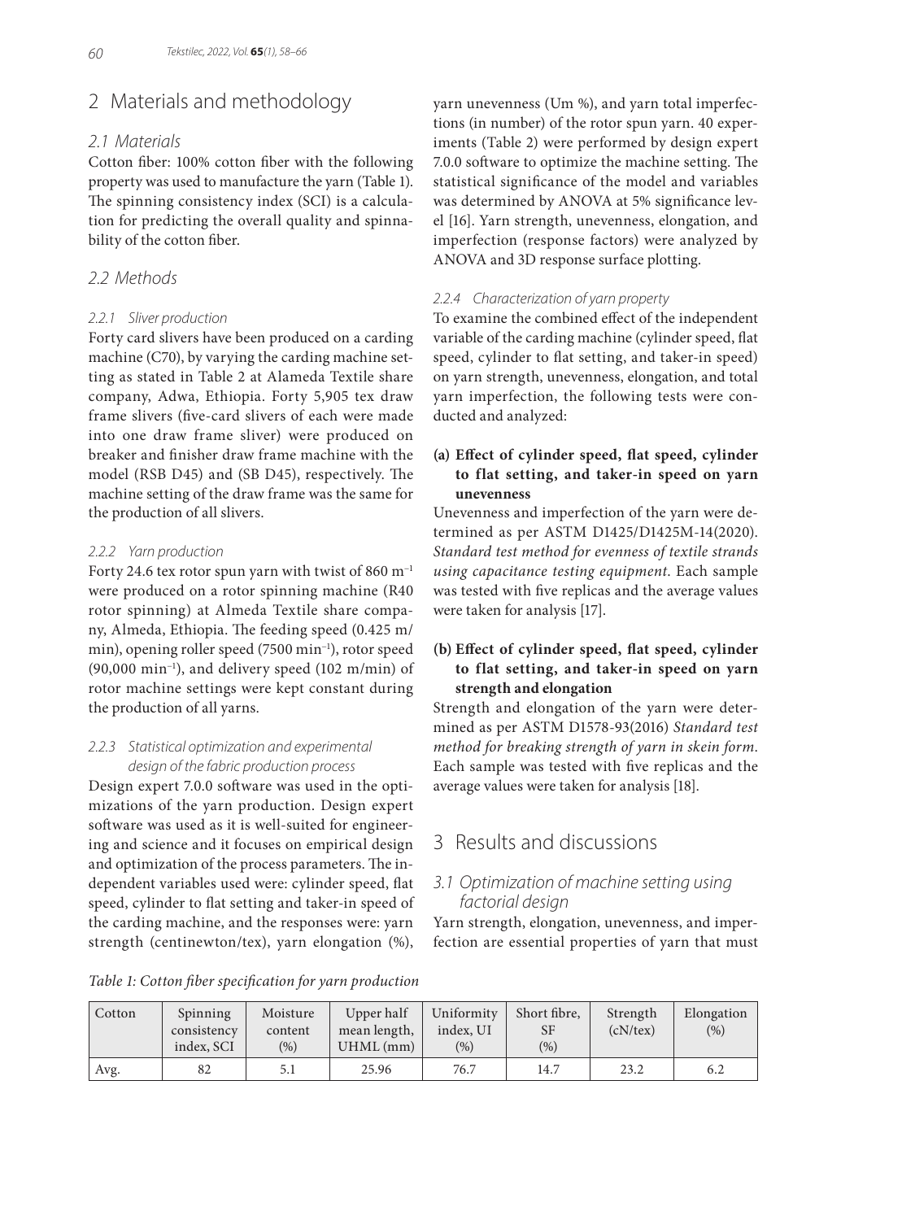## 2 Materials and methodology

### 2.1 Materials

Cotton fiber: 100% cotton fiber with the following property was used to manufacture the yarn (Table 1). The spinning consistency index (SCI) is a calculation for predicting the overall quality and spinnability of the cotton fiber.

### 2.2 Methods

#### 2.2.1 Sliver production

Forty card slivers have been produced on a carding machine (C70), by varying the carding machine setting as stated in Table 2 at Alameda Textile share company, Adwa, Ethiopia. Forty 5,905 tex draw frame slivers (five-card slivers of each were made into one draw frame sliver) were produced on breaker and finisher draw frame machine with the model (RSB D45) and (SB D45), respectively. The machine setting of the draw frame was the same for the production of all slivers.

#### 2.2.2 Yarn production

Forty 24.6 tex rotor spun yarn with twist of 860 $m^{-1}$ were produced on a rotor spinning machine (R40 rotor spinning) at Almeda Textile share company, Almeda, Ethiopia. The feeding speed (0.425 m/min), opening roller speed (7500 $min^{-1}$), rotor speed (90,000 $min^{-1}$), and delivery speed (102 m/min) of rotor machine settings were kept constant during the production of all yarns.

#### 2.2.3 Statistical optimization and experimental design of the fabric production process

Design expert 7.0.0 software was used in the optimizations of the yarn production. Design expert software was used as it is well-suited for engineering and science and it focuses on empirical design and optimization of the process parameters. The independent variables used were: cylinder speed, flat speed, cylinder to flat setting and taker-in speed of the carding machine, and the responses were: yarn strength (centinewton/tex), yarn elongation (%), yarn unevenness (Um %), and yarn total imperfections (in number) of the rotor spun yarn. 40 experiments (Table 2) were performed by design expert 7.0.0 software to optimize the machine setting. The statistical significance of the model and variables was determined by ANOVA at 5% significance level [16]. Yarn strength, unevenness, elongation, and imperfection (response factors) were analyzed by ANOVA and 3D response surface plotting.

#### 2.2.4 Characterization of yarn property

To examine the combined effect of the independent variable of the carding machine (cylinder speed, flat speed, cylinder to flat setting, and taker-in speed) on yarn strength, unevenness, elongation, and total yarn imperfection, the following tests were conducted and analyzed:

**(a) Effect of cylinder speed, flat speed, cylinder to flat setting, and taker-in speed on yarn unevenness**

Unevenness and imperfection of the yarn were determined as per ASTM D1425/D1425M-14(2020). *Standard test method for evenness of textile strands using capacitance testing equipment*. Each sample was tested with five replicas and the average values were taken for analysis [17].

**(b) Effect of cylinder speed, flat speed, cylinder to flat setting, and taker-in speed on yarn strength and elongation**

Strength and elongation of the yarn were determined as per ASTM D1578-93(2016) *Standard test method for breaking strength of yarn in skein form*. Each sample was tested with five replicas and the average values were taken for analysis [18].

## 3 Results and discussions

### 3.1 Optimization of machine setting using factorial design

Yarn strength, elongation, unevenness, and imperfection are essential properties of yarn that must

*Table 1: Cotton fiber specification for yarn production*

| Cotton | Spinning consistency index, SCI | Moisture content (%) | Upper half mean length, UHML (mm) | Uniformity index, UI (%) | Short fibre, SF (%) | Strength (cN/tex) | Elongation (%) |
|---|---|---|---|---|---|---|---|
| Avg. | 82 | 5.1 | 25.96 | 76.7 | 14.7 | 23.2 | 6.2 |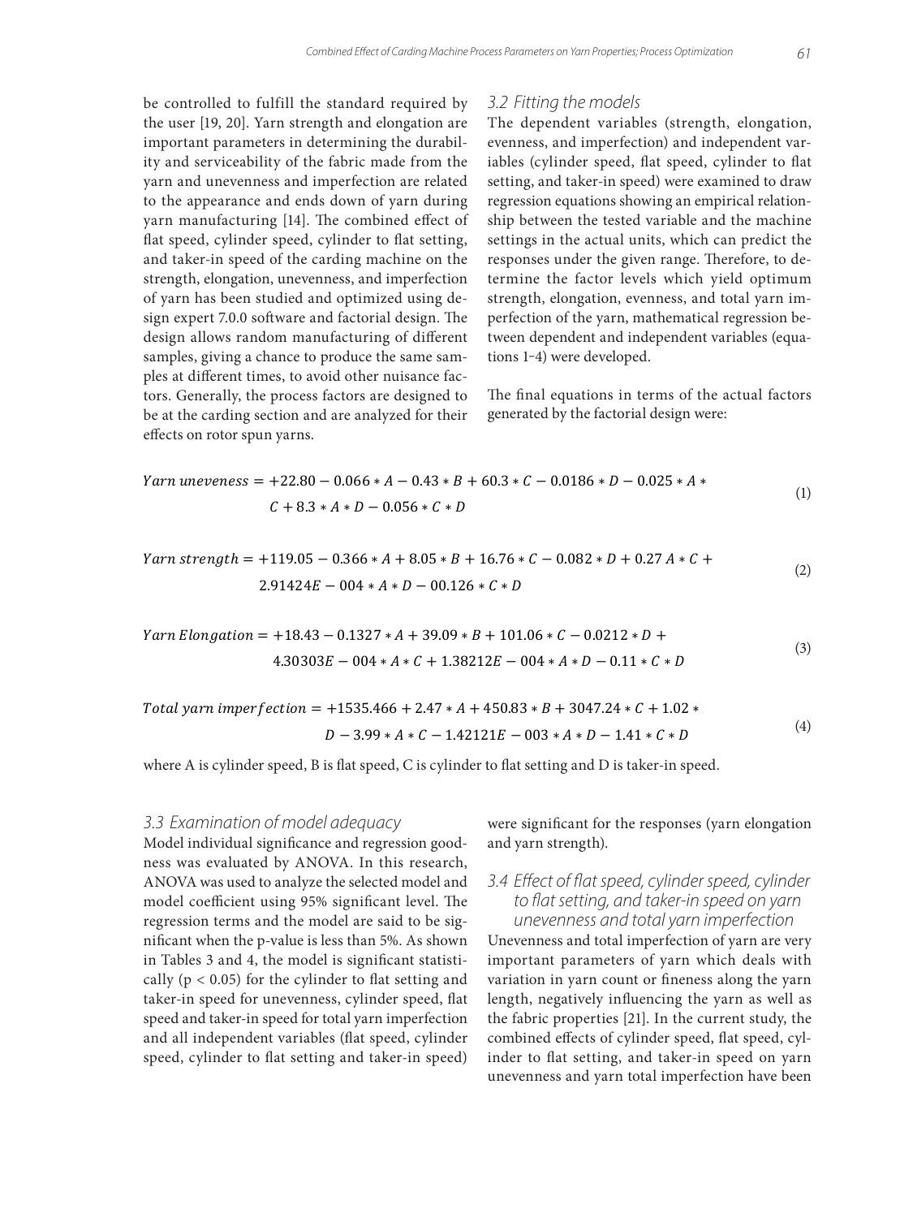be controlled to fulfill the standard required by the user [19, 20]. Yarn strength and elongation are important parameters in determining the durability and serviceability of the fabric made from the yarn and unevenness and imperfection are related to the appearance and ends down of yarn during yarn manufacturing [14]. The combined effect of flat speed, cylinder speed, cylinder to flat setting, and taker-in speed of the carding machine on the strength, elongation, unevenness, and imperfection of yarn has been studied and optimized using design expert 7.0.0 software and factorial design. The design allows random manufacturing of different samples, giving a chance to produce the same samples at different times, to avoid other nuisance factors. Generally, the process factors are designed to be at the carding section and are analyzed for their effects on rotor spun yarns.

### 3.2 Fitting the models

The dependent variables (strength, elongation, evenness, and imperfection) and independent variables (cylinder speed, flat speed, cylinder to flat setting, and taker-in speed) were examined to draw regression equations showing an empirical relationship between the tested variable and the machine settings in the actual units, which can predict the responses under the given range. Therefore, to determine the factor levels which yield optimum strength, elongation, evenness, and total yarn imperfection of the yarn, mathematical regression between dependent and independent variables (equations 1–4) were developed.

The final equations in terms of the actual factors generated by the factorial design were:

$$Yarn\ uneveness = +22.80 - 0.066 * A - 0.43 * B + 60.3 * C - 0.0186 * D - 0.025 * A * C + 8.3 * A * D - 0.056 * C * D \tag{1}$$

$$Yarn\ strength = +119.05 - 0.366 * A + 8.05 * B + 16.76 * C - 0.082 * D + 0.27\ A * C + 2.91424E - 004 * A * D - 00.126 * C * D \tag{2}$$

$$Yarn\ Elongation = +18.43 - 0.1327 * A + 39.09 * B + 101.06 * C - 0.0212 * D + 4.30303E - 004 * A * C + 1.38212E - 004 * A * D - 0.11 * C * D \tag{3}$$

$$Total\ yarn\ imperfection = +1535.466 + 2.47 * A + 450.83 * B + 3047.24 * C + 1.02 * D - 3.99 * A * C - 1.42121E - 003 * A * D - 1.41 * C * D \tag{4}$$

where A is cylinder speed, B is flat speed, C is cylinder to flat setting and D is taker-in speed.

### 3.3 Examination of model adequacy

Model individual significance and regression goodness was evaluated by ANOVA. In this research, ANOVA was used to analyze the selected model and model coefficient using 95% significant level. The regression terms and the model are said to be significant when the p-value is less than 5%. As shown in Tables 3 and 4, the model is significant statistically ($p < 0.05$) for the cylinder to flat setting and taker-in speed for unevenness, cylinder speed, flat speed and taker-in speed for total yarn imperfection and all independent variables (flat speed, cylinder speed, cylinder to flat setting and taker-in speed) were significant for the responses (yarn elongation and yarn strength).

### 3.4 Effect of flat speed, cylinder speed, cylinder to flat setting, and taker-in speed on yarn unevenness and total yarn imperfection

Unevenness and total imperfection of yarn are very important parameters of yarn which deals with variation in yarn count or fineness along the yarn length, negatively influencing the yarn as well as the fabric properties [21]. In the current study, the combined effects of cylinder speed, flat speed, cylinder to flat setting, and taker-in speed on yarn unevenness and yarn total imperfection have been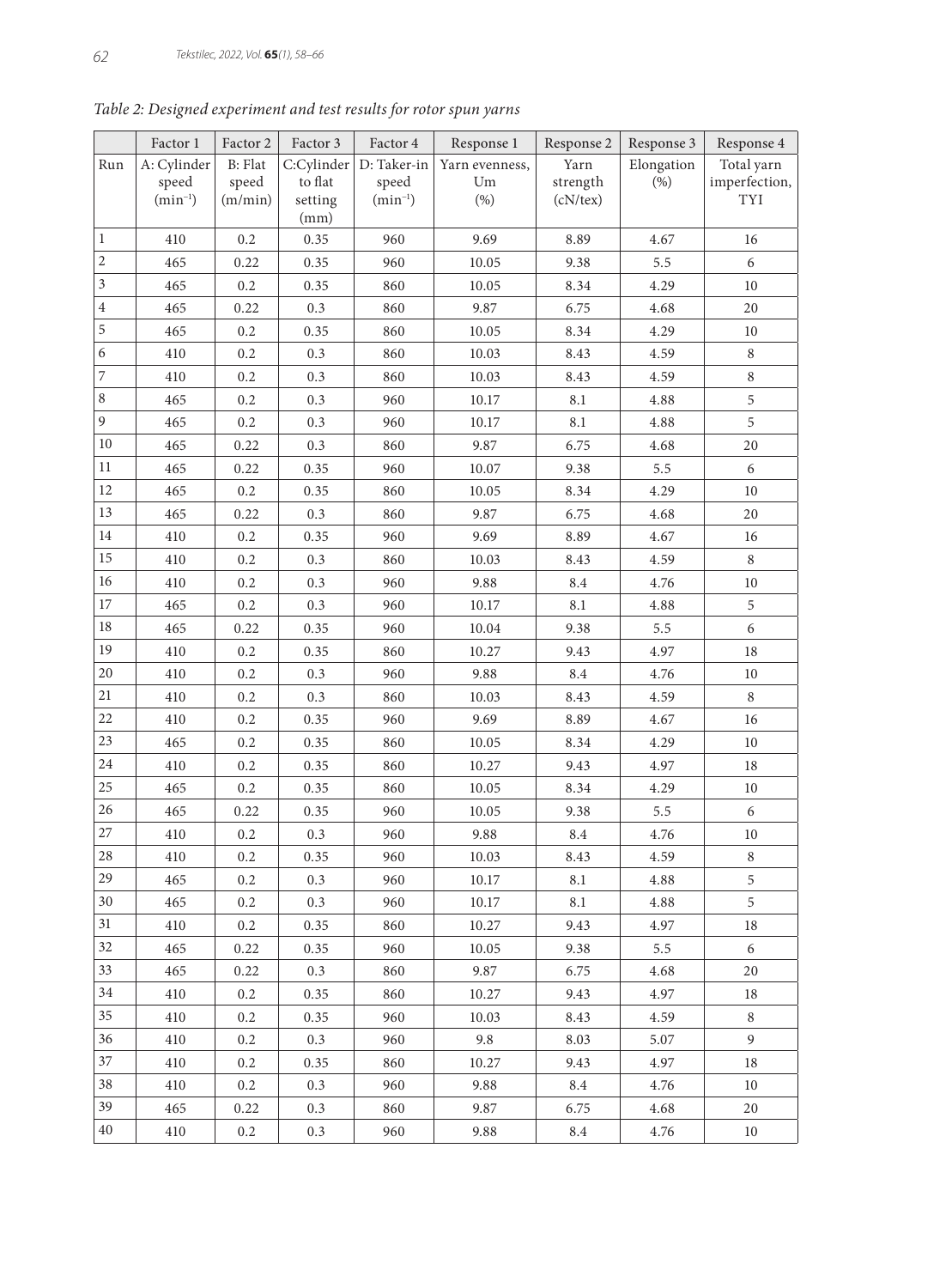*Table 2: Designed experiment and test results for rotor spun yarns*

| | Factor 1 | Factor 2 | Factor 3 | Factor 4 | Response 1 | Response 2 | Response 3 | Response 4 |
|---|---|---|---|---|---|---|---|---|
| Run | A: Cylinder speed ($min^{-1}$) | B: Flat speed (m/min) | C:Cylinder to flat setting (mm) | D: Taker-in speed ($min^{-1}$) | Yarn evenness, Um (%) | Yarn strength (cN/tex) | Elongation (%) | Total yarn imperfection, TYI |
| 1 | 410 | 0.2 | 0.35 | 960 | 9.69 | 8.89 | 4.67 | 16 |
| 2 | 465 | 0.22 | 0.35 | 960 | 10.05 | 9.38 | 5.5 | 6 |
| 3 | 465 | 0.2 | 0.35 | 860 | 10.05 | 8.34 | 4.29 | 10 |
| 4 | 465 | 0.22 | 0.3 | 860 | 9.87 | 6.75 | 4.68 | 20 |
| 5 | 465 | 0.2 | 0.35 | 860 | 10.05 | 8.34 | 4.29 | 10 |
| 6 | 410 | 0.2 | 0.3 | 860 | 10.03 | 8.43 | 4.59 | 8 |
| 7 | 410 | 0.2 | 0.3 | 860 | 10.03 | 8.43 | 4.59 | 8 |
| 8 | 465 | 0.2 | 0.3 | 960 | 10.17 | 8.1 | 4.88 | 5 |
| 9 | 465 | 0.2 | 0.3 | 960 | 10.17 | 8.1 | 4.88 | 5 |
| 10 | 465 | 0.22 | 0.3 | 860 | 9.87 | 6.75 | 4.68 | 20 |
| 11 | 465 | 0.22 | 0.35 | 960 | 10.07 | 9.38 | 5.5 | 6 |
| 12 | 465 | 0.2 | 0.35 | 860 | 10.05 | 8.34 | 4.29 | 10 |
| 13 | 465 | 0.22 | 0.3 | 860 | 9.87 | 6.75 | 4.68 | 20 |
| 14 | 410 | 0.2 | 0.35 | 960 | 9.69 | 8.89 | 4.67 | 16 |
| 15 | 410 | 0.2 | 0.3 | 860 | 10.03 | 8.43 | 4.59 | 8 |
| 16 | 410 | 0.2 | 0.3 | 960 | 9.88 | 8.4 | 4.76 | 10 |
| 17 | 465 | 0.2 | 0.3 | 960 | 10.17 | 8.1 | 4.88 | 5 |
| 18 | 465 | 0.22 | 0.35 | 960 | 10.04 | 9.38 | 5.5 | 6 |
| 19 | 410 | 0.2 | 0.35 | 860 | 10.27 | 9.43 | 4.97 | 18 |
| 20 | 410 | 0.2 | 0.3 | 960 | 9.88 | 8.4 | 4.76 | 10 |
| 21 | 410 | 0.2 | 0.3 | 860 | 10.03 | 8.43 | 4.59 | 8 |
| 22 | 410 | 0.2 | 0.35 | 960 | 9.69 | 8.89 | 4.67 | 16 |
| 23 | 465 | 0.2 | 0.35 | 860 | 10.05 | 8.34 | 4.29 | 10 |
| 24 | 410 | 0.2 | 0.35 | 860 | 10.27 | 9.43 | 4.97 | 18 |
| 25 | 465 | 0.2 | 0.35 | 860 | 10.05 | 8.34 | 4.29 | 10 |
| 26 | 465 | 0.22 | 0.35 | 960 | 10.05 | 9.38 | 5.5 | 6 |
| 27 | 410 | 0.2 | 0.3 | 960 | 9.88 | 8.4 | 4.76 | 10 |
| 28 | 410 | 0.2 | 0.35 | 960 | 10.03 | 8.43 | 4.59 | 8 |
| 29 | 465 | 0.2 | 0.3 | 960 | 10.17 | 8.1 | 4.88 | 5 |
| 30 | 465 | 0.2 | 0.3 | 960 | 10.17 | 8.1 | 4.88 | 5 |
| 31 | 410 | 0.2 | 0.35 | 860 | 10.27 | 9.43 | 4.97 | 18 |
| 32 | 465 | 0.22 | 0.35 | 960 | 10.05 | 9.38 | 5.5 | 6 |
| 33 | 465 | 0.22 | 0.3 | 860 | 9.87 | 6.75 | 4.68 | 20 |
| 34 | 410 | 0.2 | 0.35 | 860 | 10.27 | 9.43 | 4.97 | 18 |
| 35 | 410 | 0.2 | 0.35 | 960 | 10.03 | 8.43 | 4.59 | 8 |
| 36 | 410 | 0.2 | 0.3 | 960 | 9.8 | 8.03 | 5.07 | 9 |
| 37 | 410 | 0.2 | 0.35 | 860 | 10.27 | 9.43 | 4.97 | 18 |
| 38 | 410 | 0.2 | 0.3 | 960 | 9.88 | 8.4 | 4.76 | 10 |
| 39 | 465 | 0.22 | 0.3 | 860 | 9.87 | 6.75 | 4.68 | 20 |
| 40 | 410 | 0.2 | 0.3 | 960 | 9.88 | 8.4 | 4.76 | 10 |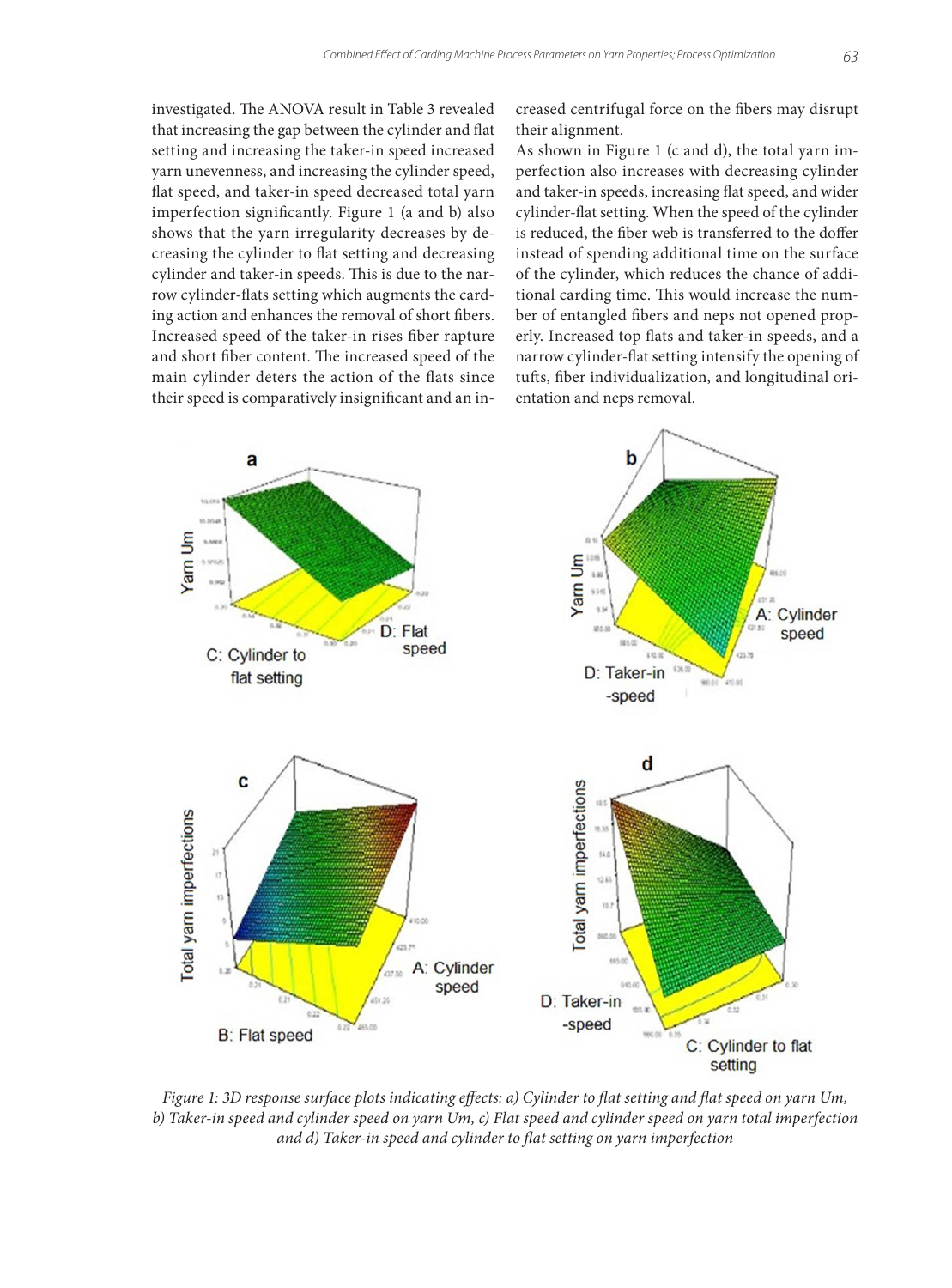investigated. The ANOVA result in Table 3 revealed that increasing the gap between the cylinder and flat setting and increasing the taker-in speed increased yarn unevenness, and increasing the cylinder speed, flat speed, and taker-in speed decreased total yarn imperfection significantly. Figure 1 (a and b) also shows that the yarn irregularity decreases by decreasing the cylinder to flat setting and decreasing cylinder and taker-in speeds. This is due to the narrow cylinder-flats setting which augments the carding action and enhances the removal of short fibers. Increased speed of the taker-in rises fiber rapture and short fiber content. The increased speed of the main cylinder deters the action of the flats since their speed is comparatively insignificant and an increased centrifugal force on the fibers may disrupt their alignment.

As shown in Figure 1 (c and d), the total yarn imperfection also increases with decreasing cylinder and taker-in speeds, increasing flat speed, and wider cylinder-flat setting. When the speed of the cylinder is reduced, the fiber web is transferred to the doffer instead of spending additional time on the surface of the cylinder, which reduces the chance of additional carding time. This would increase the number of entangled fibers and neps not opened properly. Increased top flats and taker-in speeds, and a narrow cylinder-flat setting intensify the opening of tufts, fiber individualization, and longitudinal orientation and neps removal.

*Figure 1: 3D response surface plots indicating effects: a) Cylinder to flat setting and flat speed on yarn Um, b) Taker-in speed and cylinder speed on yarn Um, c) Flat speed and cylinder speed on yarn total imperfection and d) Taker-in speed and cylinder to flat setting on yarn imperfection*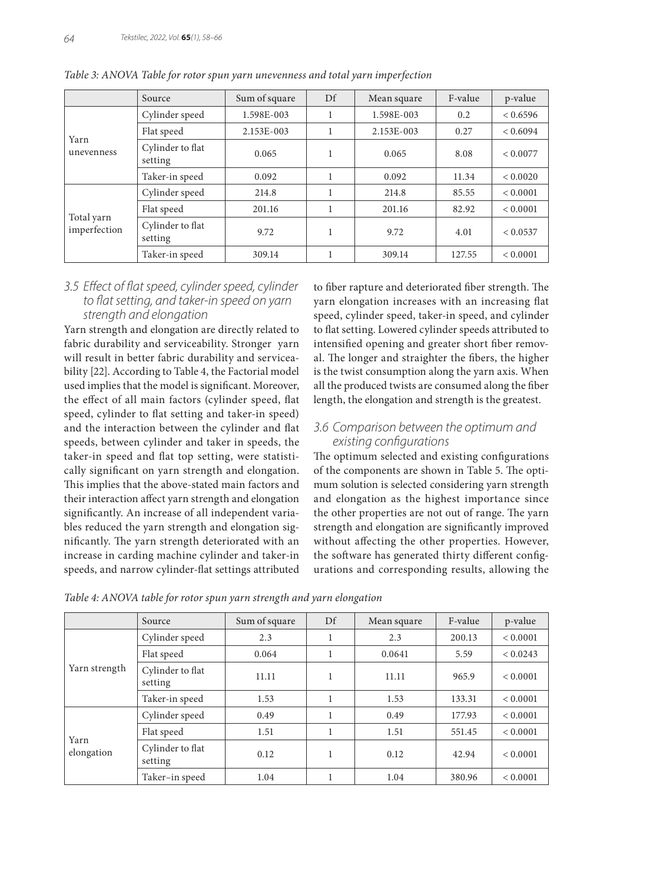*Table 3: ANOVA Table for rotor spun yarn unevenness and total yarn imperfection*

| | Source | Sum of square | Df | Mean square | F-value | p-value |
|---|---|---|---|---|---|---|
| Yarn unevenness | Cylinder speed | 1.598E-003 | 1 | 1.598E-003 | 0.2 | < 0.6596 |
| | Flat speed | 2.153E-003 | 1 | 2.153E-003 | 0.27 | < 0.6094 |
| | Cylinder to flat setting | 0.065 | 1 | 0.065 | 8.08 | < 0.0077 |
| | Taker-in speed | 0.092 | 1 | 0.092 | 11.34 | < 0.0020 |
| Total yarn imperfection | Cylinder speed | 214.8 | 1 | 214.8 | 85.55 | < 0.0001 |
| | Flat speed | 201.16 | 1 | 201.16 | 82.92 | < 0.0001 |
| | Cylinder to flat setting | 9.72 | 1 | 9.72 | 4.01 | < 0.0537 |
| | Taker-in speed | 309.14 | 1 | 309.14 | 127.55 | < 0.0001 |

### 3.5 Effect of flat speed, cylinder speed, cylinder to flat setting, and taker-in speed on yarn strength and elongation

Yarn strength and elongation are directly related to fabric durability and serviceability. Stronger yarn will result in better fabric durability and serviceability [22]. According to Table 4, the Factorial model used implies that the model is significant. Moreover, the effect of all main factors (cylinder speed, flat speed, cylinder to flat setting and taker-in speed) and the interaction between the cylinder and flat speeds, between cylinder and taker in speeds, the taker-in speed and flat top setting, were statistically significant on yarn strength and elongation. This implies that the above-stated main factors and their interaction affect yarn strength and elongation significantly. An increase of all independent variables reduced the yarn strength and elongation significantly. The yarn strength deteriorated with an increase in carding machine cylinder and taker-in speeds, and narrow cylinder-flat settings attributed to fiber rapture and deteriorated fiber strength. The yarn elongation increases with an increasing flat speed, cylinder speed, taker-in speed, and cylinder to flat setting. Lowered cylinder speeds attributed to intensified opening and greater short fiber removal. The longer and straighter the fibers, the higher is the twist consumption along the yarn axis. When all the produced twists are consumed along the fiber length, the elongation and strength is the greatest.

### 3.6 Comparison between the optimum and existing configurations

The optimum selected and existing configurations of the components are shown in Table 5. The optimum solution is selected considering yarn strength and elongation as the highest importance since the other properties are not out of range. The yarn strength and elongation are significantly improved without affecting the other properties. However, the software has generated thirty different configurations and corresponding results, allowing the

*Table 4: ANOVA table for rotor spun yarn strength and yarn elongation*

| | Source | Sum of square | Df | Mean square | F-value | p-value |
|---|---|---|---|---|---|---|
| Yarn strength | Cylinder speed | 2.3 | 1 | 2.3 | 200.13 | < 0.0001 |
| | Flat speed | 0.064 | 1 | 0.0641 | 5.59 | < 0.0243 |
| | Cylinder to flat setting | 11.11 | 1 | 11.11 | 965.9 | < 0.0001 |
| | Taker-in speed | 1.53 | 1 | 1.53 | 133.31 | < 0.0001 |
| Yarn elongation | Cylinder speed | 0.49 | 1 | 0.49 | 177.93 | < 0.0001 |
| | Flat speed | 1.51 | 1 | 1.51 | 551.45 | < 0.0001 |
| | Cylinder to flat setting | 0.12 | 1 | 0.12 | 42.94 | < 0.0001 |
| | Taker–in speed | 1.04 | 1 | 1.04 | 380.96 | < 0.0001 |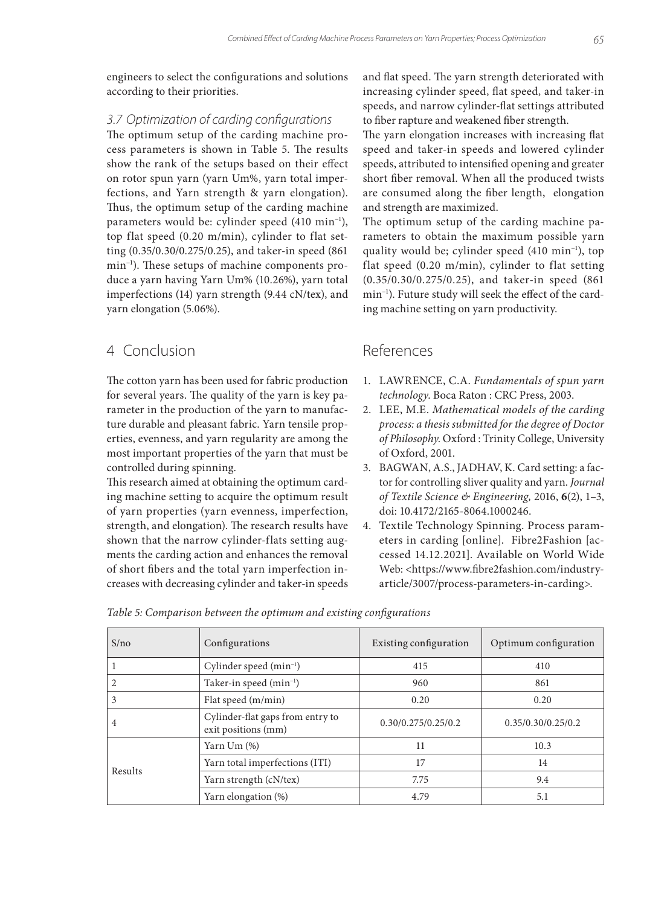engineers to select the configurations and solutions according to their priorities.

### 3.7 Optimization of carding configurations

The optimum setup of the carding machine process parameters is shown in Table 5. The results show the rank of the setups based on their effect on rotor spun yarn (yarn Um%, yarn total imperfections, and Yarn strength & yarn elongation). Thus, the optimum setup of the carding machine parameters would be: cylinder speed (410 min$^{-1}$), top flat speed (0.20 m/min), cylinder to flat setting (0.35/0.30/0.275/0.25), and taker-in speed (861 min$^{-1}$). These setups of machine components produce a yarn having Yarn Um% (10.26%), yarn total imperfections (14) yarn strength (9.44 cN/tex), and yarn elongation (5.06%).

## 4 Conclusion

The cotton yarn has been used for fabric production for several years. The quality of the yarn is key parameter in the production of the yarn to manufacture durable and pleasant fabric. Yarn tensile properties, evenness, and yarn regularity are among the most important properties of the yarn that must be controlled during spinning.

This research aimed at obtaining the optimum carding machine setting to acquire the optimum result of yarn properties (yarn evenness, imperfection, strength, and elongation). The research results have shown that the narrow cylinder-flats setting augments the carding action and enhances the removal of short fibers and the total yarn imperfection increases with decreasing cylinder and taker-in speeds and flat speed. The yarn strength deteriorated with increasing cylinder speed, flat speed, and taker-in speeds, and narrow cylinder-flat settings attributed to fiber rapture and weakened fiber strength.

The yarn elongation increases with increasing flat speed and taker-in speeds and lowered cylinder speeds, attributed to intensified opening and greater short fiber removal. When all the produced twists are consumed along the fiber length, elongation and strength are maximized.

The optimum setup of the carding machine parameters to obtain the maximum possible yarn quality would be; cylinder speed (410 min$^{-1}$), top flat speed (0.20 m/min), cylinder to flat setting (0.35/0.30/0.275/0.25), and taker-in speed (861 min$^{-1}$). Future study will seek the effect of the carding machine setting on yarn productivity.

## References

1. LAWRENCE, C.A. *Fundamentals of spun yarn technology*. Boca Raton : CRC Press, 2003.
2. LEE, M.E. *Mathematical models of the carding process: a thesis submitted for the degree of Doctor of Philosophy*. Oxford : Trinity College, University of Oxford, 2001.
3. BAGWAN, A.S., JADHAV, K. Card setting: a factor for controlling sliver quality and yarn. *Journal of Textile Science & Engineering,* 2016, **6**(2), 1–3, doi: 10.4172/2165-8064.1000246.
4. Textile Technology Spinning. Process parameters in carding [online]. Fibre2Fashion [accessed 14.12.2021]. Available on World Wide Web: <https://www.fibre2fashion.com/industry-article/3007/process-parameters-in-carding>.

*Table 5: Comparison between the optimum and existing configurations*

| S/no | Configurations | Existing configuration | Optimum configuration |
|---|---|---|---|
| 1 | Cylinder speed (min$^{-1}$) | 415 | 410 |
| 2 | Taker-in speed (min$^{-1}$) | 960 | 861 |
| 3 | Flat speed (m/min) | 0.20 | 0.20 |
| 4 | Cylinder-flat gaps from entry to exit positions (mm) | 0.30/0.275/0.25/0.2 | 0.35/0.30/0.25/0.2 |
| Results | Yarn Um (%) | 11 | 10.3 |
| | Yarn total imperfections (ITI) | 17 | 14 |
| | Yarn strength (cN/tex) | 7.75 | 9.4 |
| | Yarn elongation (%) | 4.79 | 5.1 |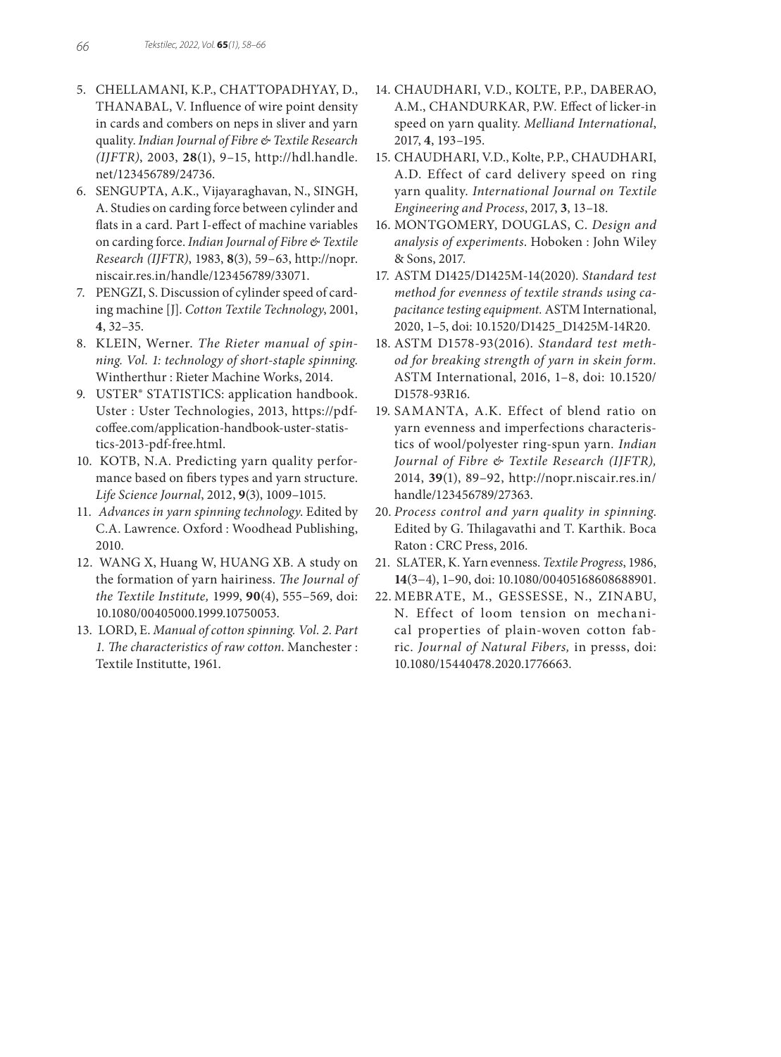5. CHELLAMANI, K.P., CHATTOPADHYAY, D., THANABAL, V. Influence of wire point density in cards and combers on neps in sliver and yarn quality. *Indian Journal of Fibre & Textile Research (IJFTR)*, 2003, **28**(1), 9–15, http://hdl.handle.net/123456789/24736.
6. SENGUPTA, A.K., Vijayaraghavan, N., SINGH, A. Studies on carding force between cylinder and flats in a card. Part I-effect of machine variables on carding force. *Indian Journal of Fibre & Textile Research (IJFTR)*, 1983, **8**(3), 59–63, http://nopr.niscair.res.in/handle/123456789/33071.
7. PENGZI, S. Discussion of cylinder speed of carding machine [J]. *Cotton Textile Technology*, 2001, **4**, 32–35.
8. KLEIN, Werner. *The Rieter manual of spinning. Vol. 1: technology of short-staple spinning*. Wintherthur : Rieter Machine Works, 2014.
9. USTER® STATISTICS: application handbook. Uster : Uster Technologies, 2013, https://pdfcoffee.com/application-handbook-uster-statistics-2013-pdf-free.html.
10. KOTB, N.A. Predicting yarn quality performance based on fibers types and yarn structure. *Life Science Journal*, 2012, **9**(3), 1009–1015.
11. *Advances in yarn spinning technology*. Edited by C.A. Lawrence. Oxford : Woodhead Publishing, 2010.
12. WANG X, Huang W, HUANG XB. A study on the formation of yarn hairiness. *The Journal of the Textile Institute,* 1999, **90**(4), 555–569, doi: 10.1080/00405000.1999.10750053.
13. LORD, E. *Manual of cotton spinning. Vol. 2. Part 1. The characteristics of raw cotton*. Manchester : Textile Institutte, 1961.
14. CHAUDHARI, V.D., KOLTE, P.P., DABERAO, A.M., CHANDURKAR, P.W. Effect of licker-in speed on yarn quality. *Melliand International*, 2017, **4**, 193–195.
15. CHAUDHARI, V.D., Kolte, P.P., CHAUDHARI, A.D. Effect of card delivery speed on ring yarn quality. *International Journal on Textile Engineering and Process*, 2017, **3**, 13–18.
16. MONTGOMERY, DOUGLAS, C. *Design and analysis of experiments*. Hoboken : John Wiley & Sons, 2017.
17. ASTM D1425/D1425M-14(2020). *Standard test method for evenness of textile strands using capacitance testing equipment.* ASTM International, 2020, 1–5, doi: 10.1520/D1425_D1425M-14R20.
18. ASTM D1578-93(2016). *Standard test method for breaking strength of yarn in skein form.* ASTM International, 2016, 1–8, doi: 10.1520/D1578-93R16.
19. SAMANTA, A.K. Effect of blend ratio on yarn evenness and imperfections characteristics of wool/polyester ring-spun yarn. *Indian Journal of Fibre & Textile Research (IJFTR),* 2014, **39**(1), 89–92, http://nopr.niscair.res.in/handle/123456789/27363.
20. *Process control and yarn quality in spinning*. Edited by G. Thilagavathi and T. Karthik. Boca Raton : CRC Press, 2016.
21. SLATER, K. Yarn evenness. *Textile Progress*, 1986, **14**(3–4), 1–90, doi: 10.1080/00405168608688901.
22. MEBRATE, M., GESSESSE, N., ZINABU, N. Effect of loom tension on mechanical properties of plain-woven cotton fabric. *Journal of Natural Fibers,* in presss, doi: 10.1080/15440478.2020.1776663.